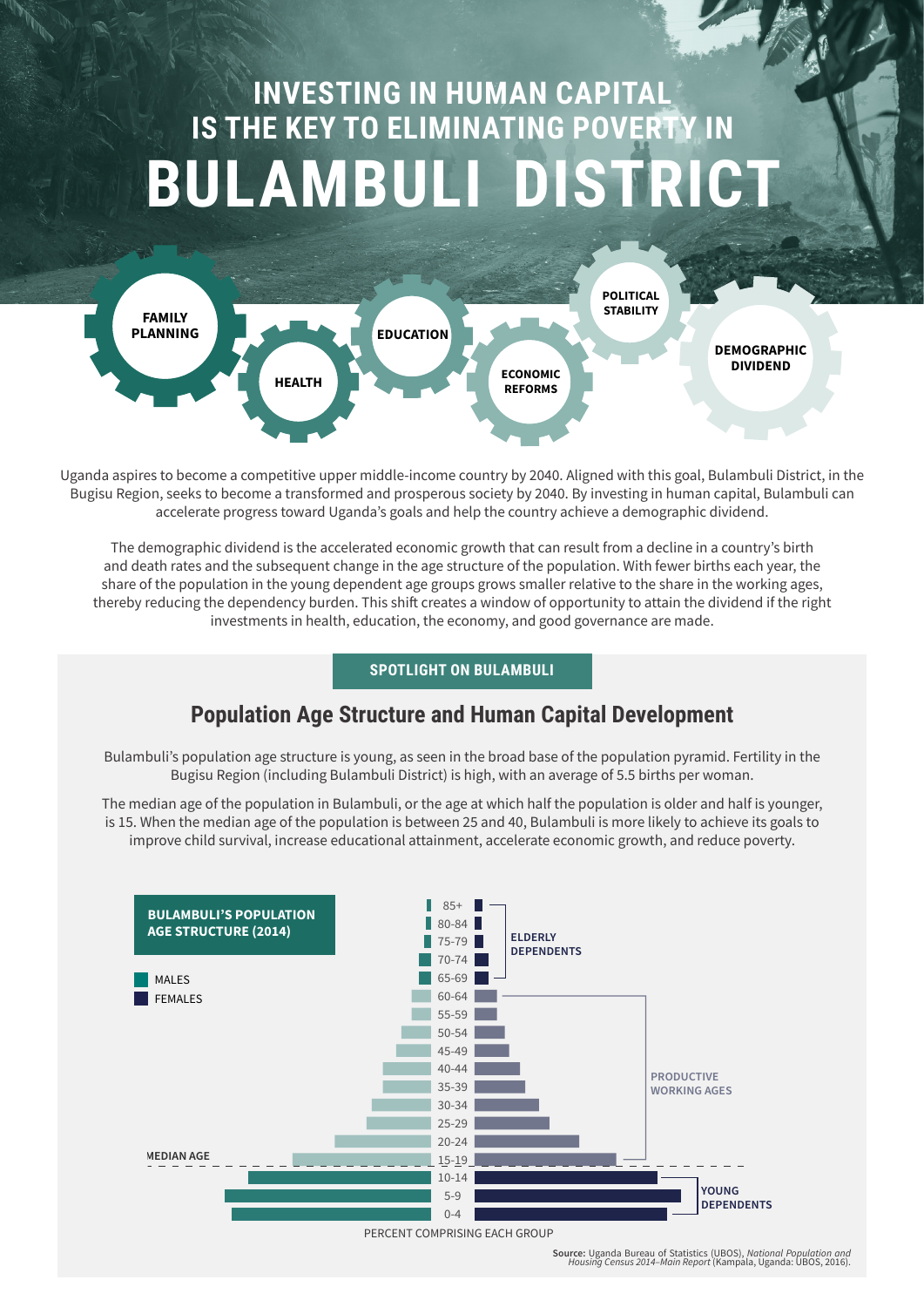# INVESTING IN HUMAN CAPITAL IS THE KEY TO ELIMINATING POVERTY IN BULAMBULI DISTRICT

FAMILY PLANNING · HEALTH · EDUCATION · ECONOMIC REFORMS · POLITICAL STABILITY · DEMOGRAPHIC DIVIDEND

Uganda aspires to become a competitive upper middle-income country by 2040. Aligned with this goal, Bulambuli District, in the Bugisu Region, seeks to become a transformed and prosperous society by 2040. By investing in human capital, Bulambuli can accelerate progress toward Uganda's goals and help the country achieve a demographic dividend.

The demographic dividend is the accelerated economic growth that can result from a decline in a country's birth and death rates and the subsequent change in the age structure of the population. With fewer births each year, the share of the population in the young dependent age groups grows smaller relative to the share in the working ages, thereby reducing the dependency burden. This shift creates a window of opportunity to attain the dividend if the right investments in health, education, the economy, and good governance are made.

**SPOTLIGHT ON BULAMBULI**

## Population Age Structure and Human Capital Development

Bulambuli's population age structure is young, as seen in the broad base of the population pyramid. Fertility in the Bugisu Region (including Bulambuli District) is high, with an average of 5.5 births per woman.

The median age of the population in Bulambuli, or the age at which half the population is older and half is younger, is 15. When the median age of the population is between 25 and 40, Bulambuli is more likely to achieve its goals to improve child survival, increase educational attainment, accelerate economic growth, and reduce poverty.

**BULAMBULI'S POPULATION AGE STRUCTURE (2014)**

MALES · FEMALES

Age groups: 85+, 80-84, 75-79, 70-74, 65-69 (ELDERLY DEPENDENTS); 60-64, 55-59, 50-54, 45-49, 40-44, 35-39, 30-34, 25-29, 20-24, 15-19 (PRODUCTIVE WORKING AGES); 10-14, 5-9, 0-4 (YOUNG DEPENDENTS)

MEDIAN AGE

PERCENT COMPRISING EACH GROUP

**Source:** Uganda Bureau of Statistics (UBOS), *National Population and Housing Census 2014–Main Report* (Kampala, Uganda: UBOS, 2016).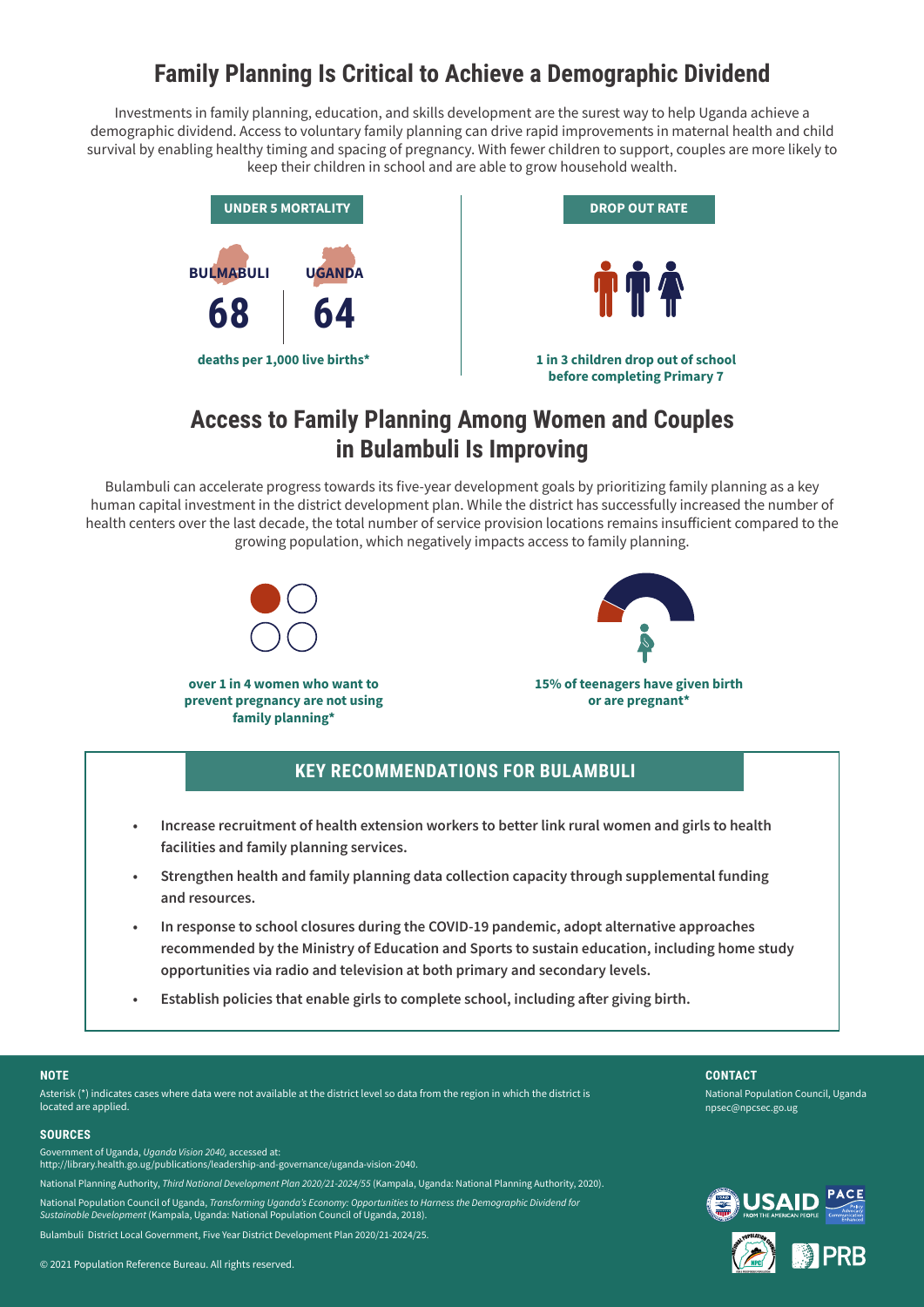# Family Planning Is Critical to Achieve a Demographic Dividend

Investments in family planning, education, and skills development are the surest way to help Uganda achieve a demographic dividend. Access to voluntary family planning can drive rapid improvements in maternal health and child survival by enabling healthy timing and spacing of pregnancy. With fewer children to support, couples are more likely to keep their children in school and are able to grow household wealth.

**UNDER 5 MORTALITY**

BULMABULI
68

UGANDA
64

**deaths per 1,000 live births***

**DROP OUT RATE**

**1 in 3 children drop out of school before completing Primary 7**

# Access to Family Planning Among Women and Couples in Bulambuli Is Improving

Bulambuli can accelerate progress towards its five-year development goals by prioritizing family planning as a key human capital investment in the district development plan. While the district has successfully increased the number of health centers over the last decade, the total number of service provision locations remains insufficient compared to the growing population, which negatively impacts access to family planning.

**over 1 in 4 women who want to prevent pregnancy are not using family planning***

**15% of teenagers have given birth or are pregnant***

## KEY RECOMMENDATIONS FOR BULAMBULI

- **Increase recruitment of health extension workers to better link rural women and girls to health facilities and family planning services.**
- **Strengthen health and family planning data collection capacity through supplemental funding and resources.**
- **In response to school closures during the COVID-19 pandemic, adopt alternative approaches recommended by the Ministry of Education and Sports to sustain education, including home study opportunities via radio and television at both primary and secondary levels.**
- **Establish policies that enable girls to complete school, including after giving birth.**

**NOTE**

Asterisk (*) indicates cases where data were not available at the district level so data from the region in which the district is located are applied.

**SOURCES**

Government of Uganda, *Uganda Vision 2040*, accessed at: http://library.health.go.ug/publications/leadership-and-governance/uganda-vision-2040.

National Planning Authority, *Third National Development Plan 2020/21-2024/55* (Kampala, Uganda: National Planning Authority, 2020).

National Population Council of Uganda, *Transforming Uganda's Economy: Opportunities to Harness the Demographic Dividend for Sustainable Development* (Kampala, Uganda: National Population Council of Uganda, 2018).

Bulambuli District Local Government, Five Year District Development Plan 2020/21-2024/25.

**CONTACT**

National Population Council, Uganda
npsec@npcsec.go.ug

© 2021 Population Reference Bureau. All rights reserved.